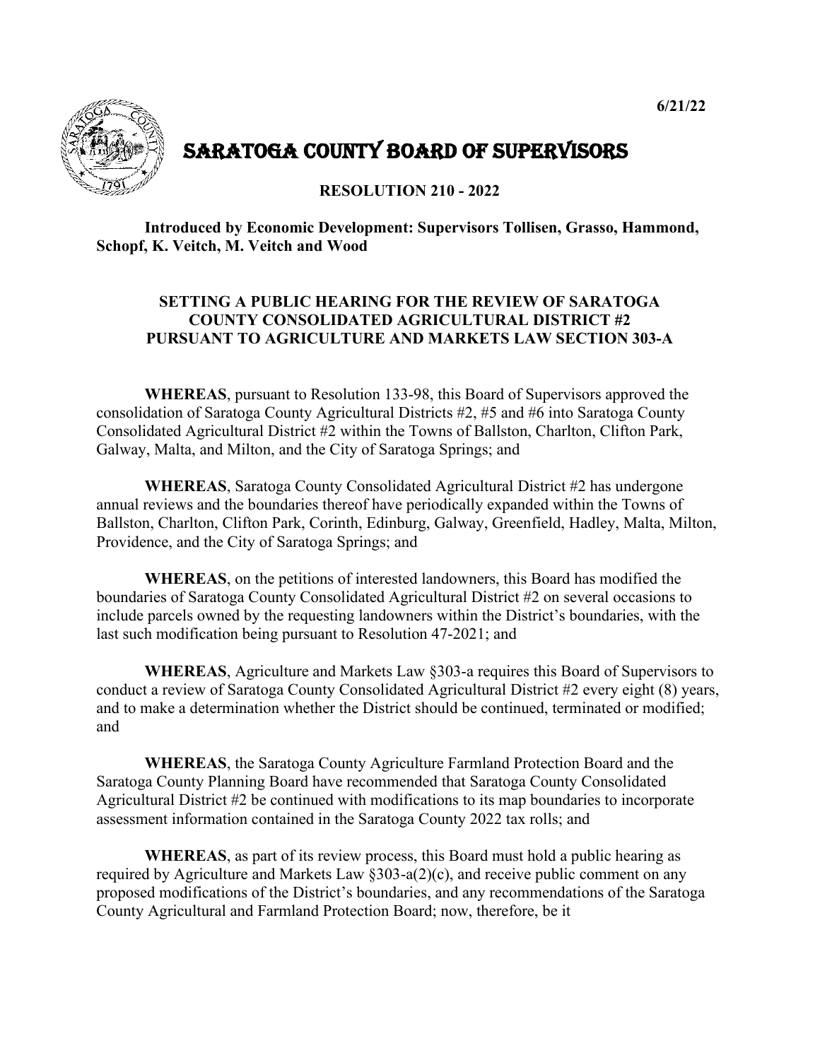6/21/22

# SARATOGA COUNTY BOARD OF SUPERVISORS

**RESOLUTION 210 - 2022**

**Introduced by Economic Development: Supervisors Tollisen, Grasso, Hammond, Schopf, K. Veitch, M. Veitch and Wood**

**SETTING A PUBLIC HEARING FOR THE REVIEW OF SARATOGA COUNTY CONSOLIDATED AGRICULTURAL DISTRICT #2 PURSUANT TO AGRICULTURE AND MARKETS LAW SECTION 303-A**

**WHEREAS**, pursuant to Resolution 133-98, this Board of Supervisors approved the consolidation of Saratoga County Agricultural Districts #2, #5 and #6 into Saratoga County Consolidated Agricultural District #2 within the Towns of Ballston, Charlton, Clifton Park, Galway, Malta, and Milton, and the City of Saratoga Springs; and

**WHEREAS**, Saratoga County Consolidated Agricultural District #2 has undergone annual reviews and the boundaries thereof have periodically expanded within the Towns of Ballston, Charlton, Clifton Park, Corinth, Edinburg, Galway, Greenfield, Hadley, Malta, Milton, Providence, and the City of Saratoga Springs; and

**WHEREAS**, on the petitions of interested landowners, this Board has modified the boundaries of Saratoga County Consolidated Agricultural District #2 on several occasions to include parcels owned by the requesting landowners within the District's boundaries, with the last such modification being pursuant to Resolution 47-2021; and

**WHEREAS**, Agriculture and Markets Law §303-a requires this Board of Supervisors to conduct a review of Saratoga County Consolidated Agricultural District #2 every eight (8) years, and to make a determination whether the District should be continued, terminated or modified; and

**WHEREAS**, the Saratoga County Agriculture Farmland Protection Board and the Saratoga County Planning Board have recommended that Saratoga County Consolidated Agricultural District #2 be continued with modifications to its map boundaries to incorporate assessment information contained in the Saratoga County 2022 tax rolls; and

**WHEREAS**, as part of its review process, this Board must hold a public hearing as required by Agriculture and Markets Law §303-a(2)(c), and receive public comment on any proposed modifications of the District's boundaries, and any recommendations of the Saratoga County Agricultural and Farmland Protection Board; now, therefore, be it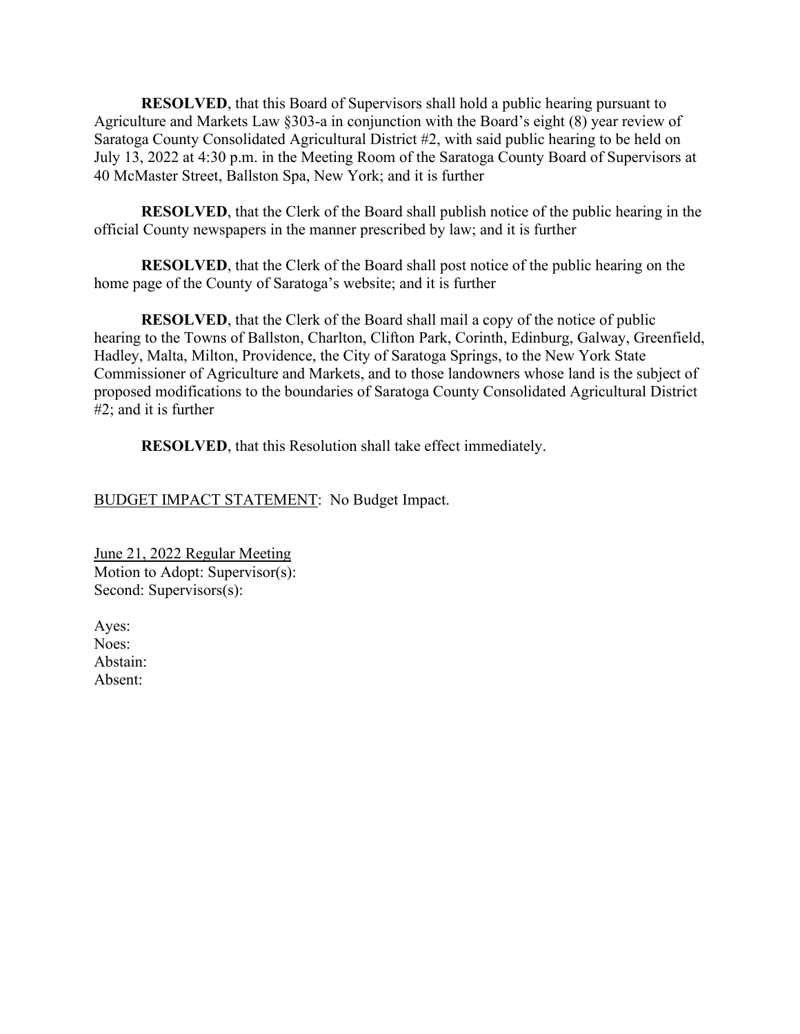**RESOLVED**, that this Board of Supervisors shall hold a public hearing pursuant to Agriculture and Markets Law §303-a in conjunction with the Board's eight (8) year review of Saratoga County Consolidated Agricultural District #2, with said public hearing to be held on July 13, 2022 at 4:30 p.m. in the Meeting Room of the Saratoga County Board of Supervisors at 40 McMaster Street, Ballston Spa, New York; and it is further

**RESOLVED**, that the Clerk of the Board shall publish notice of the public hearing in the official County newspapers in the manner prescribed by law; and it is further

**RESOLVED**, that the Clerk of the Board shall post notice of the public hearing on the home page of the County of Saratoga's website; and it is further

**RESOLVED**, that the Clerk of the Board shall mail a copy of the notice of public hearing to the Towns of Ballston, Charlton, Clifton Park, Corinth, Edinburg, Galway, Greenfield, Hadley, Malta, Milton, Providence, the City of Saratoga Springs, to the New York State Commissioner of Agriculture and Markets, and to those landowners whose land is the subject of proposed modifications to the boundaries of Saratoga County Consolidated Agricultural District #2; and it is further

**RESOLVED**, that this Resolution shall take effect immediately.

BUDGET IMPACT STATEMENT: No Budget Impact.

June 21, 2022 Regular Meeting
Motion to Adopt: Supervisor(s):
Second: Supervisors(s):

Ayes:
Noes:
Abstain:
Absent: